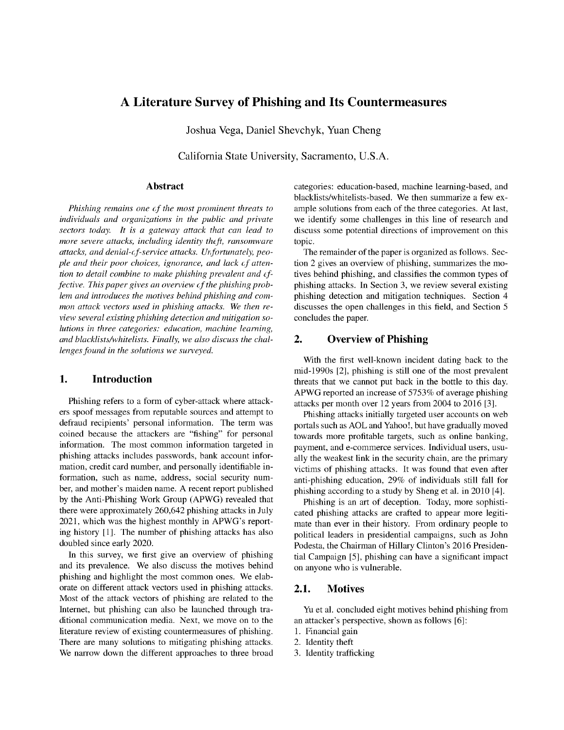# A Literature Survey of Phishing and Its Countermeasures

Joshua Vega, Daniel Shevchyk, Yuan Cheng

California State University, Sacramento, U.S.A.

## Abstract

*Phishing remains one of the most prominent threats to individuals and organizations in the public and private sectors today. It is a gateway attack that can lead to more severe attacks, including identity theft, ransomware attacks, and denial-of-service attacks. Unfortunately, people and their poor choices, ignorance, and lack of attention to detail combine to make phishing prevalent and effective. This paper gives an overview of the phishing problem and introduces the motives behind phishing and common attack vectors used in phishing attacks. We then review several existing phishing detection and mitigation solutions in three categories: education, machine learning, and blacklists/whitelists. Finally, we also discuss the challenges found in the solutions we surveyed.*

## 1. Introduction

Phishing refers to a form of cyber-attack where attackers spoof messages from reputable sources and attempt to defraud recipients' personal information. The term was coined because the attackers are "fishing" for personal information. The most common information targeted in phishing attacks includes passwords, bank account information, credit card number, and personally identifiable information, such as name, address, social security number, and mother's maiden name. A recent report published by the Anti-Phishing Work Group (APWG) revealed that there were approximately 260,642 phishing attacks in July 2021, which was the highest monthly in APWG's reporting history [1]. The number of phishing attacks has also doubled since early 2020.

In this survey, we first give an overview of phishing and its prevalence. We also discuss the motives behind phishing and highlight the most common ones. We elaborate on different attack vectors used in phishing attacks. Most of the attack vectors of phishing are related to the Internet, but phishing can also be launched through traditional communication media. Next, we move on to the literature review of existing countermeasures of phishing. There are many solutions to mitigating phishing attacks. We narrow down the different approaches to three broad categories: education-based, machine learning-based, and blacklists/whitelists-based. We then summarize a few example solutions from each of the three categories. At last, we identify some challenges in this line of research and discuss some potential directions of improvement on this topic.

The remainder of the paper is organized as follows. Section 2 gives an overview of phishing, summarizes the motives behind phishing, and classifies the common types of phishing attacks. In Section 3, we review several existing phishing detection and mitigation techniques. Section 4 discusses the open challenges in this field, and Section 5 concludes the paper.

## 2. Overview of Phishing

With the first well-known incident dating back to the mid-1990s [2], phishing is still one of the most prevalent threats that we cannot put back in the bottle to this day. APWG reported an increase of 5753% of average phishing attacks per month over 12 years from 2004 to 2016 [3].

Phishing attacks initially targeted user accounts on web portals such as AOL and Yahoo!, but have gradually moved towards more profitable targets, such as online banking, payment, and e-commerce services. Individual users, usually the weakest link in the security chain, are the primary victims of phishing attacks. It was found that even after anti-phishing education, 29% of individuals still fall for phishing according to a study by Sheng et al. in 2010 [4].

Phishing is an art of deception. Today, more sophisticated phishing attacks are crafted to appear more legitimate than ever in their history. From ordinary people to political leaders in presidential campaigns, such as John Podesta, the Chairman of Hillary Clinton's 2016 Presidential Campaign [5], phishing can have a significant impact on anyone who is vulnerable.

### 2.1. Motives

Yu et al. concluded eight motives behind phishing from an attacker's perspective, shown as follows [6]:

1. Financial gain
2. Identity theft
3. Identity trafficking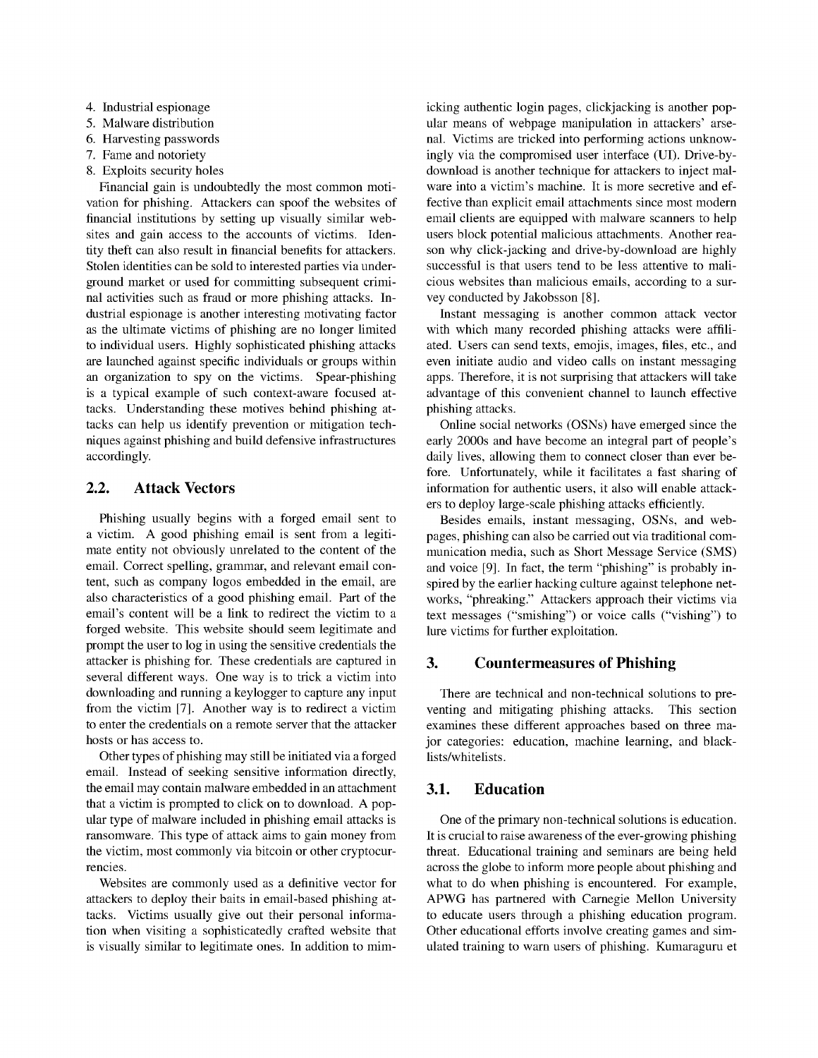4. Industrial espionage
5. Malware distribution
6. Harvesting passwords
7. Fame and notoriety
8. Exploits security holes

Financial gain is undoubtedly the most common motivation for phishing. Attackers can spoof the websites of financial institutions by setting up visually similar websites and gain access to the accounts of victims. Identity theft can also result in financial benefits for attackers. Stolen identities can be sold to interested parties via underground market or used for committing subsequent criminal activities such as fraud or more phishing attacks. Industrial espionage is another interesting motivating factor as the ultimate victims of phishing are no longer limited to individual users. Highly sophisticated phishing attacks are launched against specific individuals or groups within an organization to spy on the victims. Spear-phishing is a typical example of such context-aware focused attacks. Understanding these motives behind phishing attacks can help us identify prevention or mitigation techniques against phishing and build defensive infrastructures accordingly.

## 2.2. Attack Vectors

Phishing usually begins with a forged email sent to a victim. A good phishing email is sent from a legitimate entity not obviously unrelated to the content of the email. Correct spelling, grammar, and relevant email content, such as company logos embedded in the email, are also characteristics of a good phishing email. Part of the email's content will be a link to redirect the victim to a forged website. This website should seem legitimate and prompt the user to log in using the sensitive credentials the attacker is phishing for. These credentials are captured in several different ways. One way is to trick a victim into downloading and running a keylogger to capture any input from the victim [7]. Another way is to redirect a victim to enter the credentials on a remote server that the attacker hosts or has access to.

Other types of phishing may still be initiated via a forged email. Instead of seeking sensitive information directly, the email may contain malware embedded in an attachment that a victim is prompted to click on to download. A popular type of malware included in phishing email attacks is ransomware. This type of attack aims to gain money from the victim, most commonly via bitcoin or other cryptocurrencies.

Websites are commonly used as a definitive vector for attackers to deploy their baits in email-based phishing attacks. Victims usually give out their personal information when visiting a sophisticatedly crafted website that is visually similar to legitimate ones. In addition to mimicking authentic login pages, clickjacking is another popular means of webpage manipulation in attackers' arsenal. Victims are tricked into performing actions unknowingly via the compromised user interface (UI). Drive-by-download is another technique for attackers to inject malware into a victim's machine. It is more secretive and effective than explicit email attachments since most modern email clients are equipped with malware scanners to help users block potential malicious attachments. Another reason why click-jacking and drive-by-download are highly successful is that users tend to be less attentive to malicious websites than malicious emails, according to a survey conducted by Jakobsson [8].

Instant messaging is another common attack vector with which many recorded phishing attacks were affiliated. Users can send texts, emojis, images, files, etc., and even initiate audio and video calls on instant messaging apps. Therefore, it is not surprising that attackers will take advantage of this convenient channel to launch effective phishing attacks.

Online social networks (OSNs) have emerged since the early 2000s and have become an integral part of people's daily lives, allowing them to connect closer than ever before. Unfortunately, while it facilitates a fast sharing of information for authentic users, it also will enable attackers to deploy large-scale phishing attacks efficiently.

Besides emails, instant messaging, OSNs, and webpages, phishing can also be carried out via traditional communication media, such as Short Message Service (SMS) and voice [9]. In fact, the term "phishing" is probably inspired by the earlier hacking culture against telephone networks, "phreaking." Attackers approach their victims via text messages ("smishing") or voice calls ("vishing") to lure victims for further exploitation.

# 3. Countermeasures of Phishing

There are technical and non-technical solutions to preventing and mitigating phishing attacks. This section examines these different approaches based on three major categories: education, machine learning, and blacklists/whitelists.

## 3.1. Education

One of the primary non-technical solutions is education. It is crucial to raise awareness of the ever-growing phishing threat. Educational training and seminars are being held across the globe to inform more people about phishing and what to do when phishing is encountered. For example, APWG has partnered with Carnegie Mellon University to educate users through a phishing education program. Other educational efforts involve creating games and simulated training to warn users of phishing. Kumaraguru et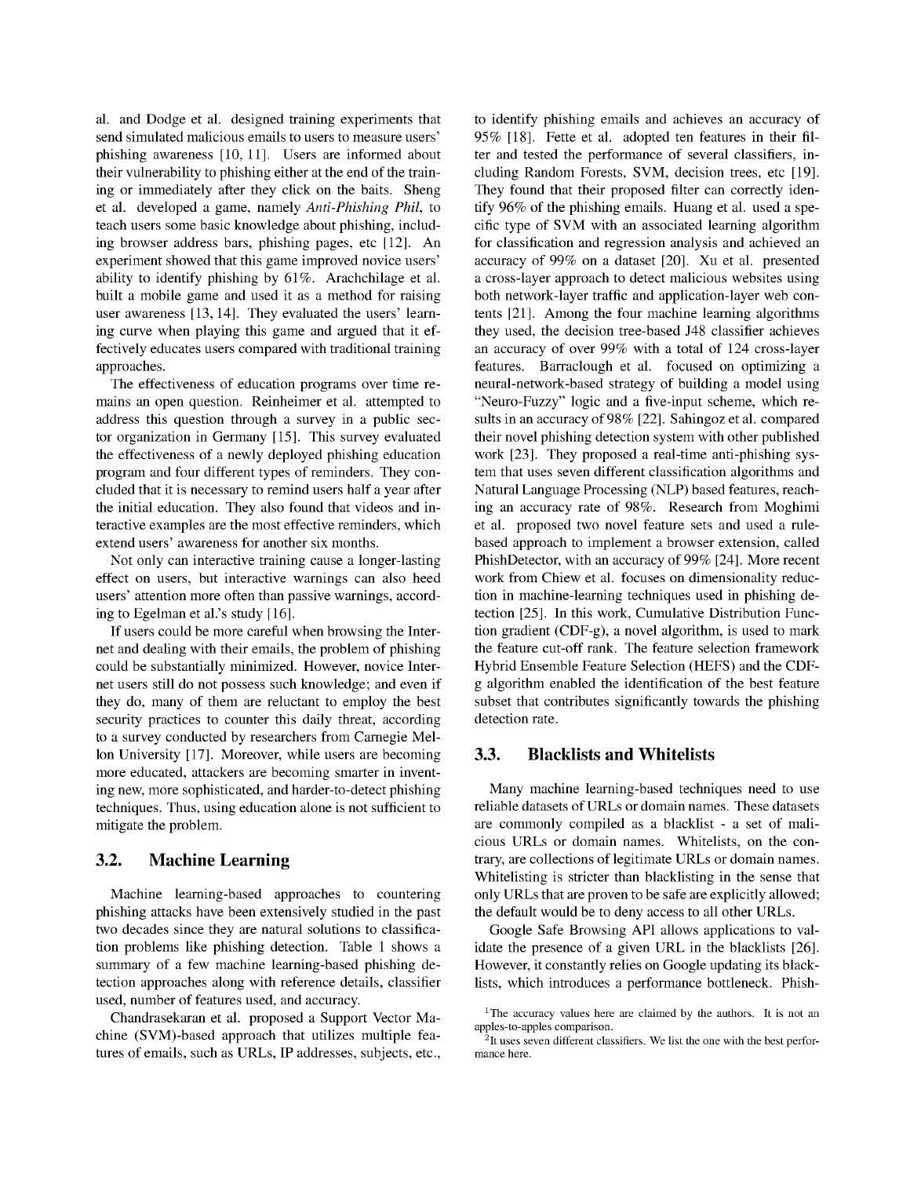al. and Dodge et al. designed training experiments that send simulated malicious emails to users to measure users' phishing awareness [10, 11]. Users are informed about their vulnerability to phishing either at the end of the training or immediately after they click on the baits. Sheng et al. developed a game, namely *Anti-Phishing Phil*, to teach users some basic knowledge about phishing, including browser address bars, phishing pages, etc [12]. An experiment showed that this game improved novice users' ability to identify phishing by 61%. Arachchilage et al. built a mobile game and used it as a method for raising user awareness [13, 14]. They evaluated the users' learning curve when playing this game and argued that it effectively educates users compared with traditional training approaches.

The effectiveness of education programs over time remains an open question. Reinheimer et al. attempted to address this question through a survey in a public sector organization in Germany [15]. This survey evaluated the effectiveness of a newly deployed phishing education program and four different types of reminders. They concluded that it is necessary to remind users half a year after the initial education. They also found that videos and interactive examples are the most effective reminders, which extend users' awareness for another six months.

Not only can interactive training cause a longer-lasting effect on users, but interactive warnings can also heed users' attention more often than passive warnings, according to Egelman et al.'s study [16].

If users could be more careful when browsing the Internet and dealing with their emails, the problem of phishing could be substantially minimized. However, novice Internet users still do not possess such knowledge; and even if they do, many of them are reluctant to employ the best security practices to counter this daily threat, according to a survey conducted by researchers from Carnegie Mellon University [17]. Moreover, while users are becoming more educated, attackers are becoming smarter in inventing new, more sophisticated, and harder-to-detect phishing techniques. Thus, using education alone is not sufficient to mitigate the problem.

## 3.2. Machine Learning

Machine learning-based approaches to countering phishing attacks have been extensively studied in the past two decades since they are natural solutions to classification problems like phishing detection. Table 1 shows a summary of a few machine learning-based phishing detection approaches along with reference details, classifier used, number of features used, and accuracy.

Chandrasekaran et al. proposed a Support Vector Machine (SVM)-based approach that utilizes multiple features of emails, such as URLs, IP addresses, subjects, etc., to identify phishing emails and achieves an accuracy of 95% [18]. Fette et al. adopted ten features in their filter and tested the performance of several classifiers, including Random Forests, SVM, decision trees, etc [19]. They found that their proposed filter can correctly identify 96% of the phishing emails. Huang et al. used a specific type of SVM with an associated learning algorithm for classification and regression analysis and achieved an accuracy of 99% on a dataset [20]. Xu et al. presented a cross-layer approach to detect malicious websites using both network-layer traffic and application-layer web contents [21]. Among the four machine learning algorithms they used, the decision tree-based J48 classifier achieves an accuracy of over 99% with a total of 124 cross-layer features. Barraclough et al. focused on optimizing a neural-network-based strategy of building a model using "Neuro-Fuzzy" logic and a five-input scheme, which results in an accuracy of 98% [22]. Sahingoz et al. compared their novel phishing detection system with other published work [23]. They proposed a real-time anti-phishing system that uses seven different classification algorithms and Natural Language Processing (NLP) based features, reaching an accuracy rate of 98%. Research from Moghimi et al. proposed two novel feature sets and used a rule-based approach to implement a browser extension, called PhishDetector, with an accuracy of 99% [24]. More recent work from Chiew et al. focuses on dimensionality reduction in machine-learning techniques used in phishing detection [25]. In this work, Cumulative Distribution Function gradient (CDF-g), a novel algorithm, is used to mark the feature cut-off rank. The feature selection framework Hybrid Ensemble Feature Selection (HEFS) and the CDF-g algorithm enabled the identification of the best feature subset that contributes significantly towards the phishing detection rate.

## 3.3. Blacklists and Whitelists

Many machine learning-based techniques need to use reliable datasets of URLs or domain names. These datasets are commonly compiled as a blacklist - a set of malicious URLs or domain names. Whitelists, on the contrary, are collections of legitimate URLs or domain names. Whitelisting is stricter than blacklisting in the sense that only URLs that are proven to be safe are explicitly allowed; the default would be to deny access to all other URLs.

Google Safe Browsing API allows applications to validate the presence of a given URL in the blacklists [26]. However, it constantly relies on Google updating its blacklists, which introduces a performance bottleneck. Phish-

[1] The accuracy values here are claimed by the authors. It is not an apples-to-apples comparison.

[2] It uses seven different classifiers. We list the one with the best performance here.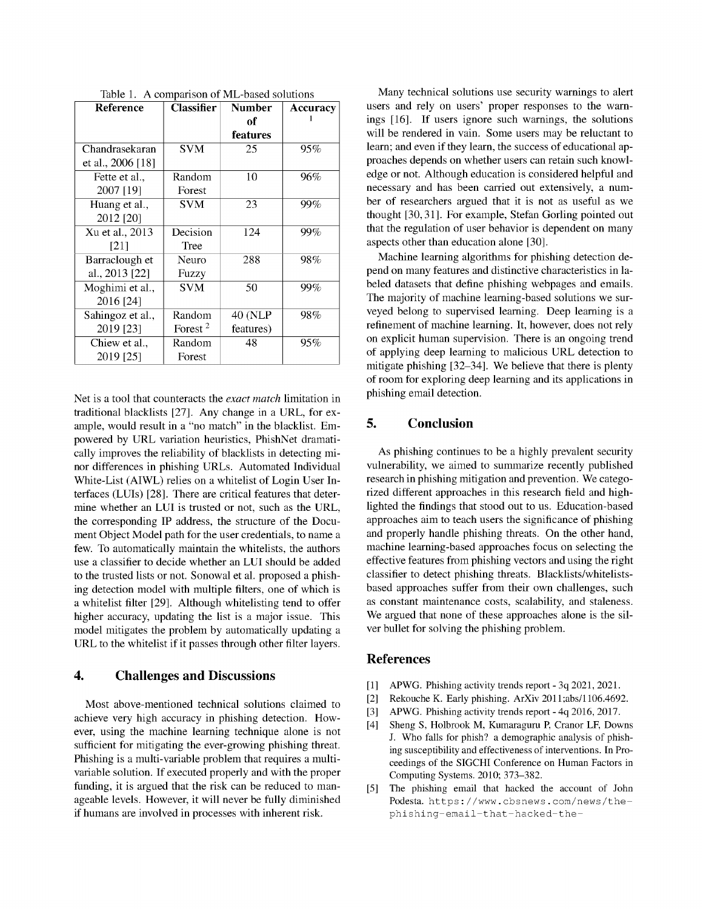Table 1. A comparison of ML-based solutions

| Reference | Classifier | Number of features | Accuracy [1] |
|---|---|---|---|
| Chandrasekaran et al., 2006 [18] | SVM | 25 | 95% |
| Fette et al., 2007 [19] | Random Forest | 10 | 96% |
| Huang et al., 2012 [20] | SVM | 23 | 99% |
| Xu et al., 2013 [21] | Decision Tree | 124 | 99% |
| Barraclough et al., 2013 [22] | Neuro Fuzzy | 288 | 98% |
| Moghimi et al., 2016 [24] | SVM | 50 | 99% |
| Sahingoz et al., 2019 [23] | Random Forest [2] | 40 (NLP features) | 98% |
| Chiew et al., 2019 [25] | Random Forest | 48 | 95% |

Net is a tool that counteracts the *exact match* limitation in traditional blacklists [27]. Any change in a URL, for example, would result in a "no match" in the blacklist. Empowered by URL variation heuristics, PhishNet dramatically improves the reliability of blacklists in detecting minor differences in phishing URLs. Automated Individual White-List (AIWL) relies on a whitelist of Login User Interfaces (LUIs) [28]. There are critical features that determine whether an LUI is trusted or not, such as the URL, the corresponding IP address, the structure of the Document Object Model path for the user credentials, to name a few. To automatically maintain the whitelists, the authors use a classifier to decide whether an LUI should be added to the trusted lists or not. Sonowal et al. proposed a phishing detection model with multiple filters, one of which is a whitelist filter [29]. Although whitelisting tend to offer higher accuracy, updating the list is a major issue. This model mitigates the problem by automatically updating a URL to the whitelist if it passes through other filter layers.

## 4. Challenges and Discussions

Most above-mentioned technical solutions claimed to achieve very high accuracy in phishing detection. However, using the machine learning technique alone is not sufficient for mitigating the ever-growing phishing threat. Phishing is a multi-variable problem that requires a multi-variable solution. If executed properly and with the proper funding, it is argued that the risk can be reduced to manageable levels. However, it will never be fully diminished if humans are involved in processes with inherent risk.

Many technical solutions use security warnings to alert users and rely on users' proper responses to the warnings [16]. If users ignore such warnings, the solutions will be rendered in vain. Some users may be reluctant to learn; and even if they learn, the success of educational approaches depends on whether users can retain such knowledge or not. Although education is considered helpful and necessary and has been carried out extensively, a number of researchers argued that it is not as useful as we thought [30, 31]. For example, Stefan Gorling pointed out that the regulation of user behavior is dependent on many aspects other than education alone [30].

Machine learning algorithms for phishing detection depend on many features and distinctive characteristics in labeled datasets that define phishing webpages and emails. The majority of machine learning-based solutions we surveyed belong to supervised learning. Deep learning is a refinement of machine learning. It, however, does not rely on explicit human supervision. There is an ongoing trend of applying deep learning to malicious URL detection to mitigate phishing [32–34]. We believe that there is plenty of room for exploring deep learning and its applications in phishing email detection.

## 5. Conclusion

As phishing continues to be a highly prevalent security vulnerability, we aimed to summarize recently published research in phishing mitigation and prevention. We categorized different approaches in this research field and highlighted the findings that stood out to us. Education-based approaches aim to teach users the significance of phishing and properly handle phishing threats. On the other hand, machine learning-based approaches focus on selecting the effective features from phishing vectors and using the right classifier to detect phishing threats. Blacklists/whitelists-based approaches suffer from their own challenges, such as constant maintenance costs, scalability, and staleness. We argued that none of these approaches alone is the silver bullet for solving the phishing problem.

## References

[1] APWG. Phishing activity trends report - 3q 2021, 2021.

[2] Rekouche K. Early phishing. ArXiv 2011;abs/1106.4692.

[3] APWG. Phishing activity trends report - 4q 2016, 2017.

[4] Sheng S, Holbrook M, Kumaraguru P, Cranor LF, Downs J. Who falls for phish? a demographic analysis of phishing susceptibility and effectiveness of interventions. In Proceedings of the SIGCHI Conference on Human Factors in Computing Systems. 2010; 373–382.

[5] The phishing email that hacked the account of John Podesta. https://www.cbsnews.com/news/the-phishing-email-that-hacked-the-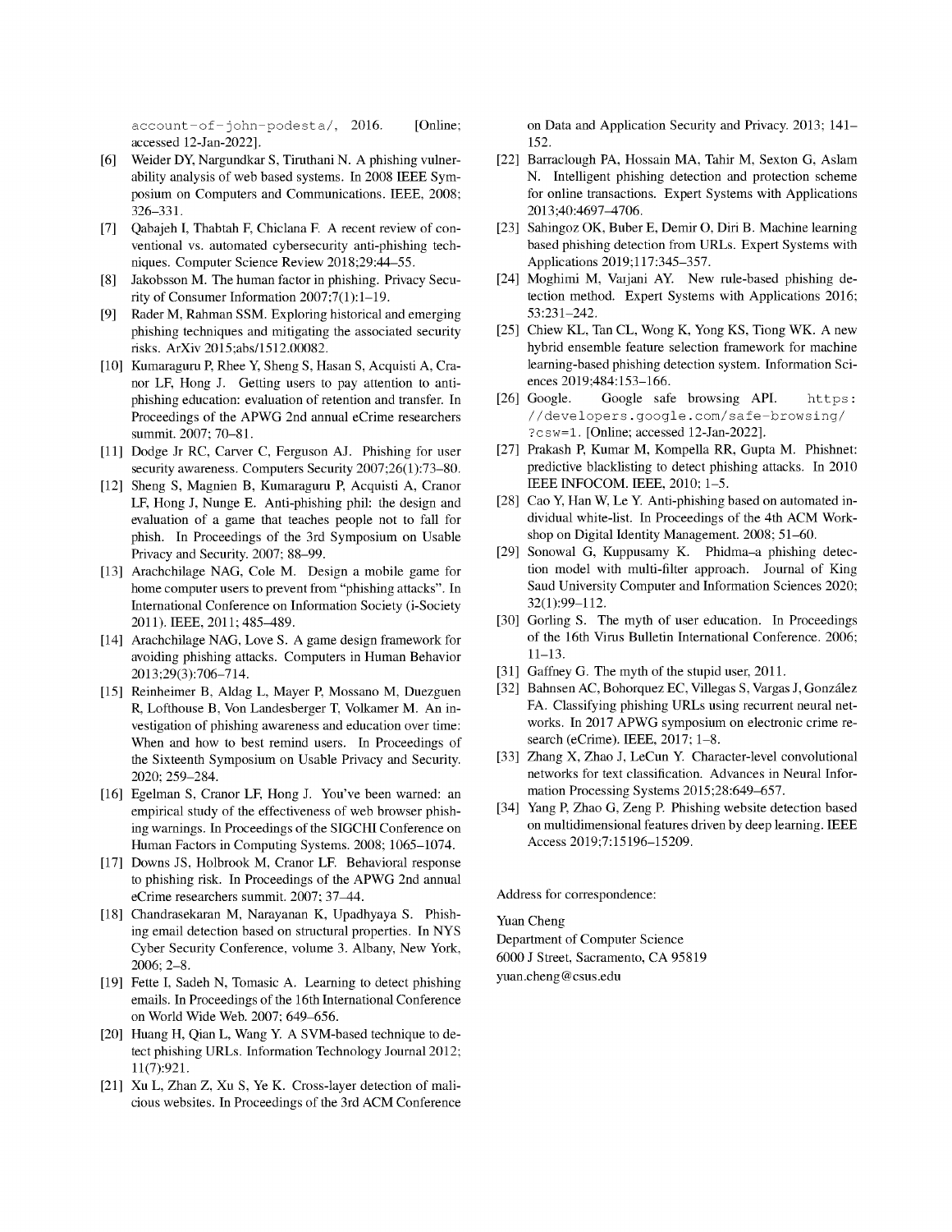account-of-john-podesta/, 2016. [Online; accessed 12-Jan-2022].

[6] Weider DY, Nargundkar S, Tiruthani N. A phishing vulnerability analysis of web based systems. In 2008 IEEE Symposium on Computers and Communications. IEEE, 2008; 326–331.

[7] Qabajeh I, Thabtah F, Chiclana F. A recent review of conventional vs. automated cybersecurity anti-phishing techniques. Computer Science Review 2018;29:44–55.

[8] Jakobsson M. The human factor in phishing. Privacy Security of Consumer Information 2007;7(1):1–19.

[9] Rader M, Rahman SSM. Exploring historical and emerging phishing techniques and mitigating the associated security risks. ArXiv 2015;abs/1512.00082.

[10] Kumaraguru P, Rhee Y, Sheng S, Hasan S, Acquisti A, Cranor LF, Hong J. Getting users to pay attention to anti-phishing education: evaluation of retention and transfer. In Proceedings of the APWG 2nd annual eCrime researchers summit. 2007; 70–81.

[11] Dodge Jr RC, Carver C, Ferguson AJ. Phishing for user security awareness. Computers Security 2007;26(1):73–80.

[12] Sheng S, Magnien B, Kumaraguru P, Acquisti A, Cranor LF, Hong J, Nunge E. Anti-phishing phil: the design and evaluation of a game that teaches people not to fall for phish. In Proceedings of the 3rd Symposium on Usable Privacy and Security. 2007; 88–99.

[13] Arachchilage NAG, Cole M. Design a mobile game for home computer users to prevent from "phishing attacks". In International Conference on Information Society (i-Society 2011). IEEE, 2011; 485–489.

[14] Arachchilage NAG, Love S. A game design framework for avoiding phishing attacks. Computers in Human Behavior 2013;29(3):706–714.

[15] Reinheimer B, Aldag L, Mayer P, Mossano M, Duezguen R, Lofthouse B, Von Landesberger T, Volkamer M. An investigation of phishing awareness and education over time: When and how to best remind users. In Proceedings of the Sixteenth Symposium on Usable Privacy and Security. 2020; 259–284.

[16] Egelman S, Cranor LF, Hong J. You've been warned: an empirical study of the effectiveness of web browser phishing warnings. In Proceedings of the SIGCHI Conference on Human Factors in Computing Systems. 2008; 1065–1074.

[17] Downs JS, Holbrook M, Cranor LF. Behavioral response to phishing risk. In Proceedings of the APWG 2nd annual eCrime researchers summit. 2007; 37–44.

[18] Chandrasekaran M, Narayanan K, Upadhyaya S. Phishing email detection based on structural properties. In NYS Cyber Security Conference, volume 3. Albany, New York, 2006; 2–8.

[19] Fette I, Sadeh N, Tomasic A. Learning to detect phishing emails. In Proceedings of the 16th International Conference on World Wide Web. 2007; 649–656.

[20] Huang H, Qian L, Wang Y. A SVM-based technique to detect phishing URLs. Information Technology Journal 2012; 11(7):921.

[21] Xu L, Zhan Z, Xu S, Ye K. Cross-layer detection of malicious websites. In Proceedings of the 3rd ACM Conference on Data and Application Security and Privacy. 2013; 141–152.

[22] Barraclough PA, Hossain MA, Tahir M, Sexton G, Aslam N. Intelligent phishing detection and protection scheme for online transactions. Expert Systems with Applications 2013;40:4697–4706.

[23] Sahingoz OK, Buber E, Demir O, Diri B. Machine learning based phishing detection from URLs. Expert Systems with Applications 2019;117:345–357.

[24] Moghimi M, Varjani AY. New rule-based phishing detection method. Expert Systems with Applications 2016; 53:231–242.

[25] Chiew KL, Tan CL, Wong K, Yong KS, Tiong WK. A new hybrid ensemble feature selection framework for machine learning-based phishing detection system. Information Sciences 2019;484:153–166.

[26] Google. Google safe browsing API. https://developers.google.com/safe-browsing/?csw=1. [Online; accessed 12-Jan-2022].

[27] Prakash P, Kumar M, Kompella RR, Gupta M. Phishnet: predictive blacklisting to detect phishing attacks. In 2010 IEEE INFOCOM. IEEE, 2010; 1–5.

[28] Cao Y, Han W, Le Y. Anti-phishing based on automated individual white-list. In Proceedings of the 4th ACM Workshop on Digital Identity Management. 2008; 51–60.

[29] Sonowal G, Kuppusamy K. Phidma–a phishing detection model with multi-filter approach. Journal of King Saud University Computer and Information Sciences 2020; 32(1):99–112.

[30] Gorling S. The myth of user education. In Proceedings of the 16th Virus Bulletin International Conference. 2006; 11–13.

[31] Gaffney G. The myth of the stupid user, 2011.

[32] Bahnsen AC, Bohorquez EC, Villegas S, Vargas J, González FA. Classifying phishing URLs using recurrent neural networks. In 2017 APWG symposium on electronic crime research (eCrime). IEEE, 2017; 1–8.

[33] Zhang X, Zhao J, LeCun Y. Character-level convolutional networks for text classification. Advances in Neural Information Processing Systems 2015;28:649–657.

[34] Yang P, Zhao G, Zeng P. Phishing website detection based on multidimensional features driven by deep learning. IEEE Access 2019;7:15196–15209.

Address for correspondence:

Yuan Cheng
Department of Computer Science
6000 J Street, Sacramento, CA 95819
yuan.cheng@csus.edu